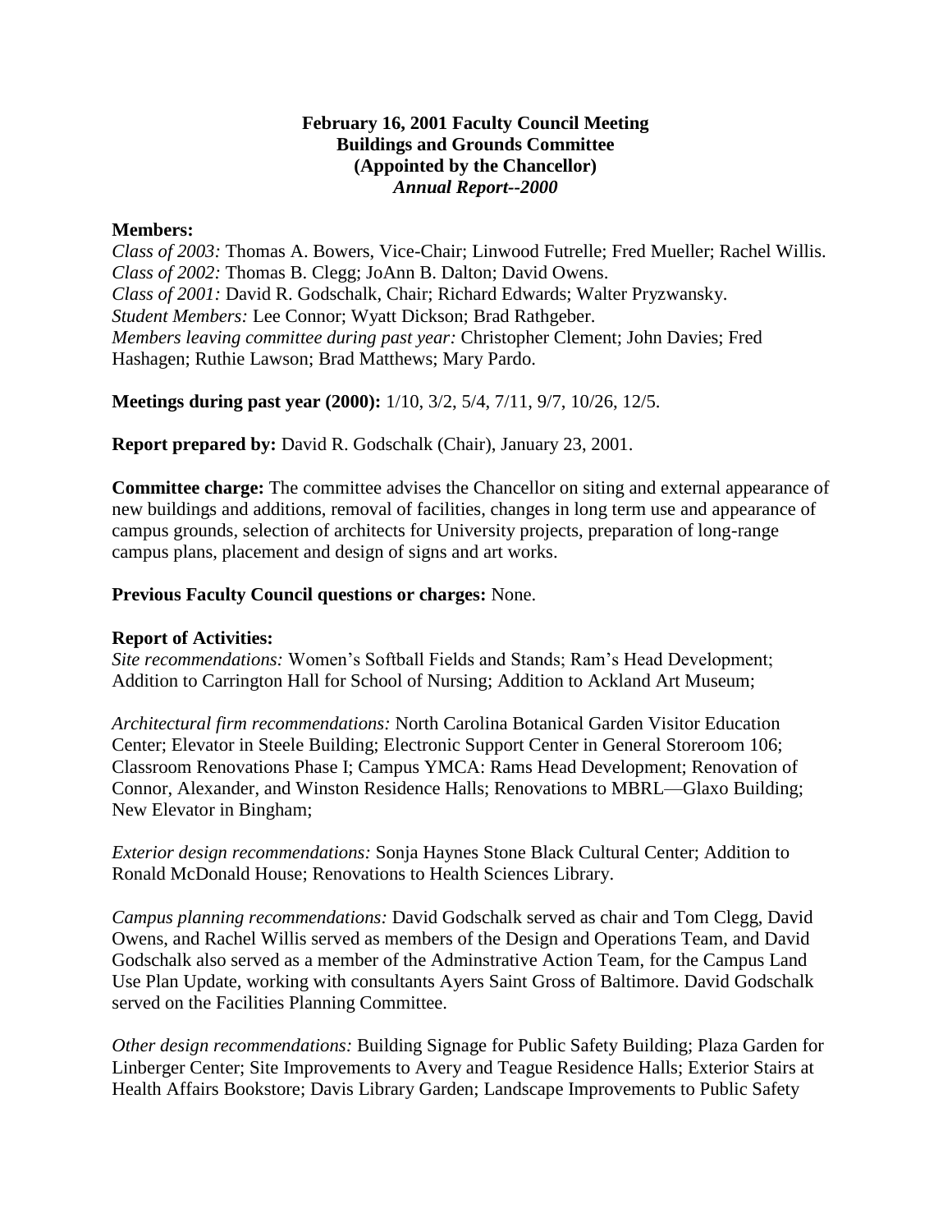**February 16, 2001 Faculty Council Meeting**
**Buildings and Grounds Committee**
**(Appointed by the Chancellor)**
***Annual Report--2000***

**Members:**
*Class of 2003:* Thomas A. Bowers, Vice-Chair; Linwood Futrelle; Fred Mueller; Rachel Willis.
*Class of 2002:* Thomas B. Clegg; JoAnn B. Dalton; David Owens.
*Class of 2001:* David R. Godschalk, Chair; Richard Edwards; Walter Pryzwansky.
*Student Members:* Lee Connor; Wyatt Dickson; Brad Rathgeber.
*Members leaving committee during past year:* Christopher Clement; John Davies; Fred Hashagen; Ruthie Lawson; Brad Matthews; Mary Pardo.

**Meetings during past year (2000):** 1/10, 3/2, 5/4, 7/11, 9/7, 10/26, 12/5.

**Report prepared by:** David R. Godschalk (Chair), January 23, 2001.

**Committee charge:** The committee advises the Chancellor on siting and external appearance of new buildings and additions, removal of facilities, changes in long term use and appearance of campus grounds, selection of architects for University projects, preparation of long-range campus plans, placement and design of signs and art works.

**Previous Faculty Council questions or charges:** None.

**Report of Activities:**
*Site recommendations:* Women's Softball Fields and Stands; Ram's Head Development; Addition to Carrington Hall for School of Nursing; Addition to Ackland Art Museum;

*Architectural firm recommendations:* North Carolina Botanical Garden Visitor Education Center; Elevator in Steele Building; Electronic Support Center in General Storeroom 106; Classroom Renovations Phase I; Campus YMCA: Rams Head Development; Renovation of Connor, Alexander, and Winston Residence Halls; Renovations to MBRL—Glaxo Building; New Elevator in Bingham;

*Exterior design recommendations:* Sonja Haynes Stone Black Cultural Center; Addition to Ronald McDonald House; Renovations to Health Sciences Library.

*Campus planning recommendations:* David Godschalk served as chair and Tom Clegg, David Owens, and Rachel Willis served as members of the Design and Operations Team, and David Godschalk also served as a member of the Adminstrative Action Team, for the Campus Land Use Plan Update, working with consultants Ayers Saint Gross of Baltimore. David Godschalk served on the Facilities Planning Committee.

*Other design recommendations:* Building Signage for Public Safety Building; Plaza Garden for Linberger Center; Site Improvements to Avery and Teague Residence Halls; Exterior Stairs at Health Affairs Bookstore; Davis Library Garden; Landscape Improvements to Public Safety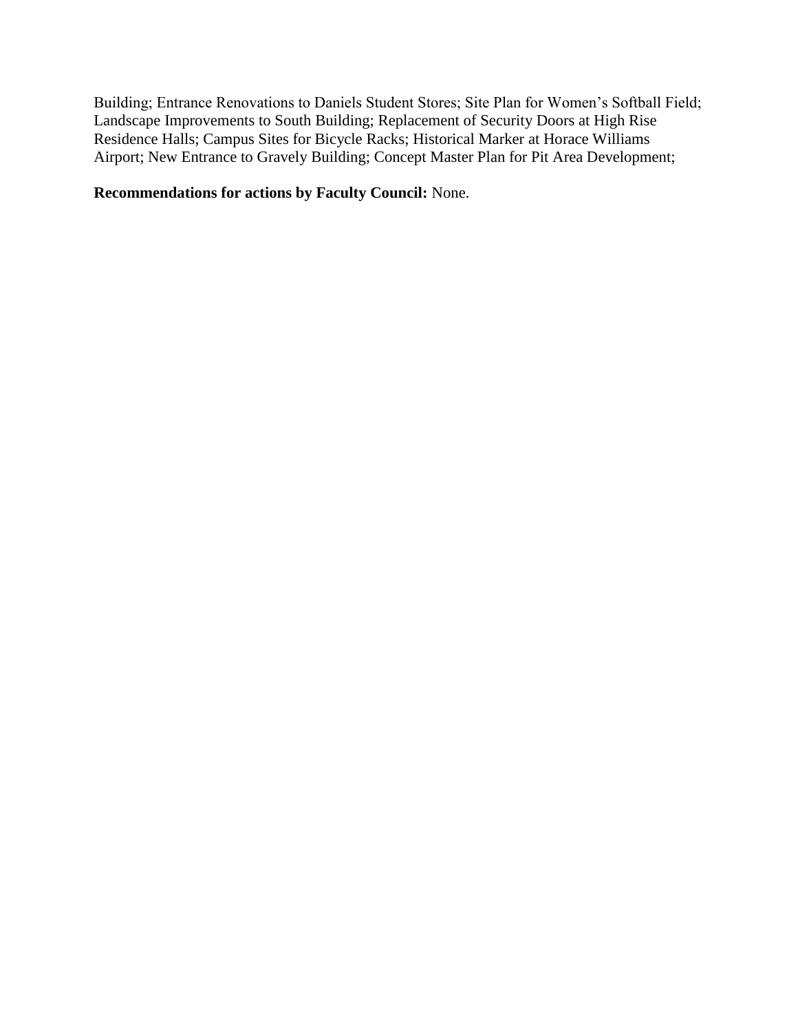Building; Entrance Renovations to Daniels Student Stores; Site Plan for Women's Softball Field; Landscape Improvements to South Building; Replacement of Security Doors at High Rise Residence Halls; Campus Sites for Bicycle Racks; Historical Marker at Horace Williams Airport; New Entrance to Gravely Building; Concept Master Plan for Pit Area Development;

**Recommendations for actions by Faculty Council:** None.